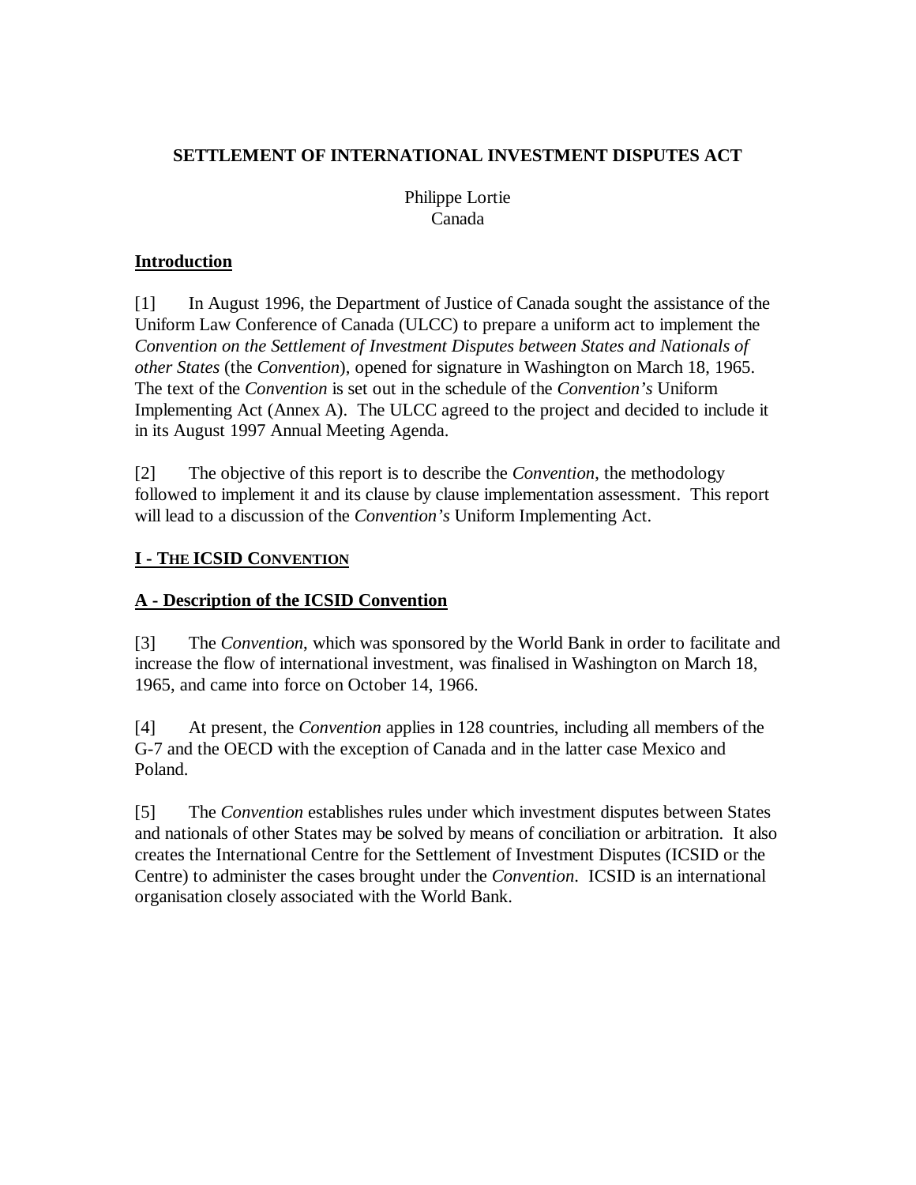# SETTLEMENT OF INTERNATIONAL INVESTMENT DISPUTES ACT

Philippe Lortie
Canada

## Introduction

[1] In August 1996, the Department of Justice of Canada sought the assistance of the Uniform Law Conference of Canada (ULCC) to prepare a uniform act to implement the *Convention on the Settlement of Investment Disputes between States and Nationals of other States* (the *Convention*), opened for signature in Washington on March 18, 1965. The text of the *Convention* is set out in the schedule of the *Convention's* Uniform Implementing Act (Annex A). The ULCC agreed to the project and decided to include it in its August 1997 Annual Meeting Agenda.

[2] The objective of this report is to describe the *Convention*, the methodology followed to implement it and its clause by clause implementation assessment. This report will lead to a discussion of the *Convention's* Uniform Implementing Act.

## I - THE ICSID CONVENTION

### A - Description of the ICSID Convention

[3] The *Convention*, which was sponsored by the World Bank in order to facilitate and increase the flow of international investment, was finalised in Washington on March 18, 1965, and came into force on October 14, 1966.

[4] At present, the *Convention* applies in 128 countries, including all members of the G-7 and the OECD with the exception of Canada and in the latter case Mexico and Poland.

[5] The *Convention* establishes rules under which investment disputes between States and nationals of other States may be solved by means of conciliation or arbitration. It also creates the International Centre for the Settlement of Investment Disputes (ICSID or the Centre) to administer the cases brought under the *Convention*. ICSID is an international organisation closely associated with the World Bank.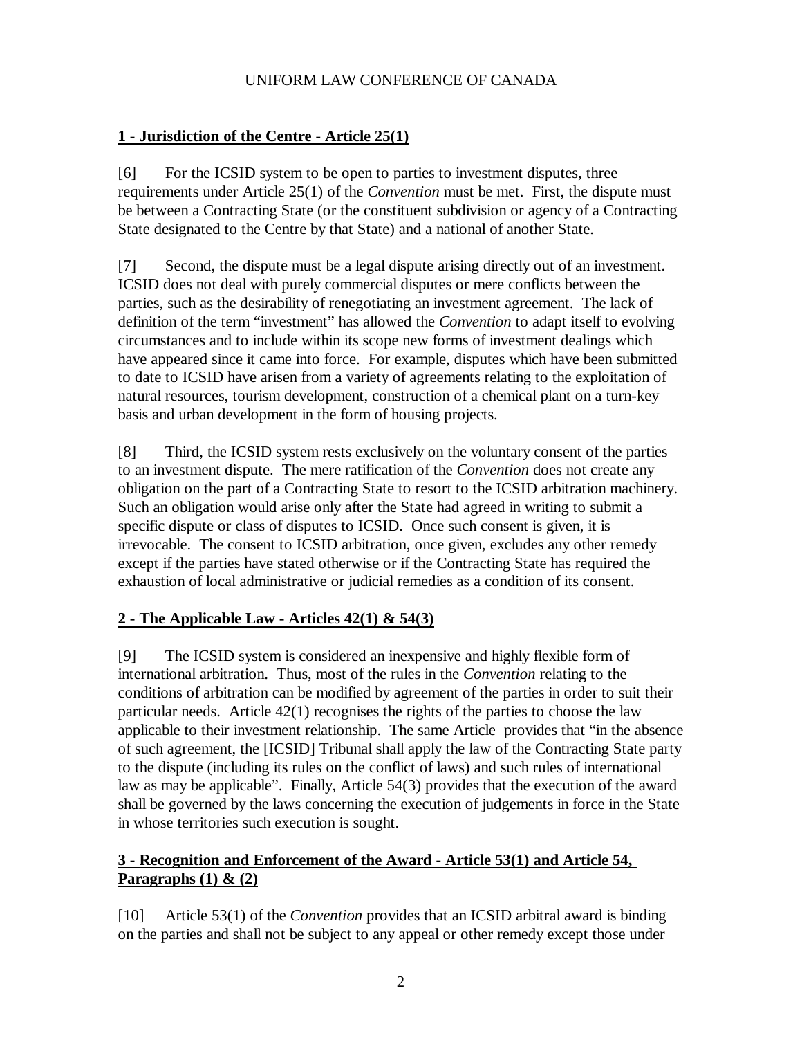## **1 - Jurisdiction of the Centre - Article 25(1)**

[6] For the ICSID system to be open to parties to investment disputes, three requirements under Article 25(1) of the *Convention* must be met. First, the dispute must be between a Contracting State (or the constituent subdivision or agency of a Contracting State designated to the Centre by that State) and a national of another State.

[7] Second, the dispute must be a legal dispute arising directly out of an investment. ICSID does not deal with purely commercial disputes or mere conflicts between the parties, such as the desirability of renegotiating an investment agreement. The lack of definition of the term "investment" has allowed the *Convention* to adapt itself to evolving circumstances and to include within its scope new forms of investment dealings which have appeared since it came into force. For example, disputes which have been submitted to date to ICSID have arisen from a variety of agreements relating to the exploitation of natural resources, tourism development, construction of a chemical plant on a turn-key basis and urban development in the form of housing projects.

[8] Third, the ICSID system rests exclusively on the voluntary consent of the parties to an investment dispute. The mere ratification of the *Convention* does not create any obligation on the part of a Contracting State to resort to the ICSID arbitration machinery. Such an obligation would arise only after the State had agreed in writing to submit a specific dispute or class of disputes to ICSID. Once such consent is given, it is irrevocable. The consent to ICSID arbitration, once given, excludes any other remedy except if the parties have stated otherwise or if the Contracting State has required the exhaustion of local administrative or judicial remedies as a condition of its consent.

## **2 - The Applicable Law - Articles 42(1) & 54(3)**

[9] The ICSID system is considered an inexpensive and highly flexible form of international arbitration. Thus, most of the rules in the *Convention* relating to the conditions of arbitration can be modified by agreement of the parties in order to suit their particular needs. Article 42(1) recognises the rights of the parties to choose the law applicable to their investment relationship. The same Article provides that "in the absence of such agreement, the [ICSID] Tribunal shall apply the law of the Contracting State party to the dispute (including its rules on the conflict of laws) and such rules of international law as may be applicable". Finally, Article 54(3) provides that the execution of the award shall be governed by the laws concerning the execution of judgements in force in the State in whose territories such execution is sought.

## **3 - Recognition and Enforcement of the Award - Article 53(1) and Article 54, Paragraphs (1) & (2)**

[10] Article 53(1) of the *Convention* provides that an ICSID arbitral award is binding on the parties and shall not be subject to any appeal or other remedy except those under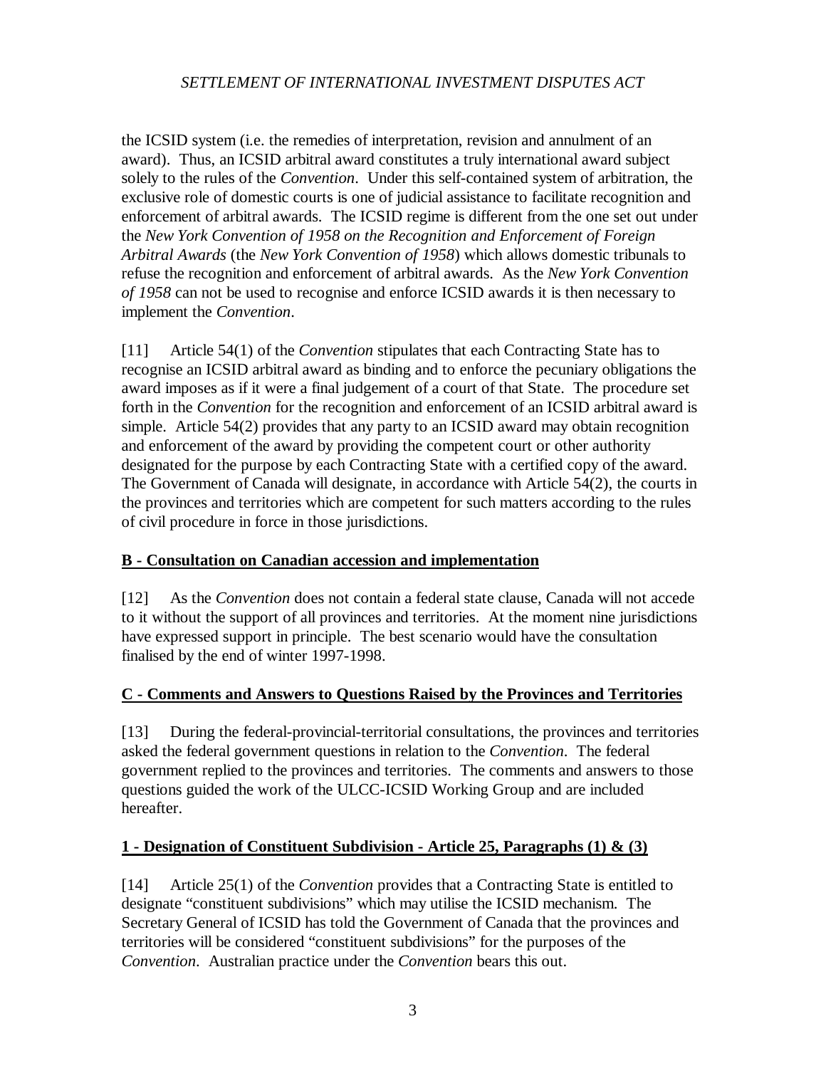the ICSID system (i.e. the remedies of interpretation, revision and annulment of an award). Thus, an ICSID arbitral award constitutes a truly international award subject solely to the rules of the *Convention*. Under this self-contained system of arbitration, the exclusive role of domestic courts is one of judicial assistance to facilitate recognition and enforcement of arbitral awards. The ICSID regime is different from the one set out under the *New York Convention of 1958 on the Recognition and Enforcement of Foreign Arbitral Awards* (the *New York Convention of 1958*) which allows domestic tribunals to refuse the recognition and enforcement of arbitral awards. As the *New York Convention of 1958* can not be used to recognise and enforce ICSID awards it is then necessary to implement the *Convention*.

[11] Article 54(1) of the *Convention* stipulates that each Contracting State has to recognise an ICSID arbitral award as binding and to enforce the pecuniary obligations the award imposes as if it were a final judgement of a court of that State. The procedure set forth in the *Convention* for the recognition and enforcement of an ICSID arbitral award is simple. Article 54(2) provides that any party to an ICSID award may obtain recognition and enforcement of the award by providing the competent court or other authority designated for the purpose by each Contracting State with a certified copy of the award. The Government of Canada will designate, in accordance with Article 54(2), the courts in the provinces and territories which are competent for such matters according to the rules of civil procedure in force in those jurisdictions.

## **B - Consultation on Canadian accession and implementation**

[12] As the *Convention* does not contain a federal state clause, Canada will not accede to it without the support of all provinces and territories. At the moment nine jurisdictions have expressed support in principle. The best scenario would have the consultation finalised by the end of winter 1997-1998.

## **C - Comments and Answers to Questions Raised by the Provinces and Territories**

[13] During the federal-provincial-territorial consultations, the provinces and territories asked the federal government questions in relation to the *Convention*. The federal government replied to the provinces and territories. The comments and answers to those questions guided the work of the ULCC-ICSID Working Group and are included hereafter.

### **1 - Designation of Constituent Subdivision - Article 25, Paragraphs (1) & (3)**

[14] Article 25(1) of the *Convention* provides that a Contracting State is entitled to designate "constituent subdivisions" which may utilise the ICSID mechanism. The Secretary General of ICSID has told the Government of Canada that the provinces and territories will be considered "constituent subdivisions" for the purposes of the *Convention*. Australian practice under the *Convention* bears this out.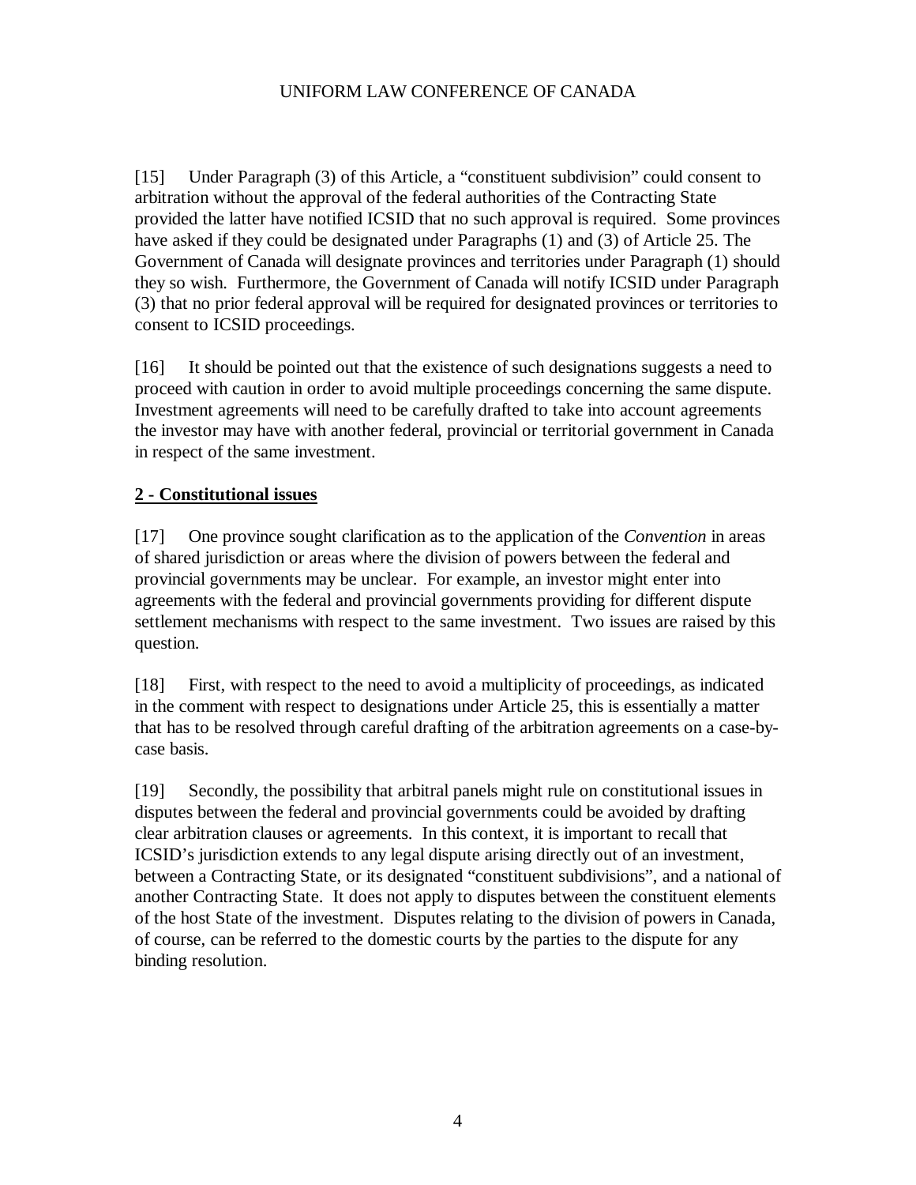[15] Under Paragraph (3) of this Article, a "constituent subdivision" could consent to arbitration without the approval of the federal authorities of the Contracting State provided the latter have notified ICSID that no such approval is required. Some provinces have asked if they could be designated under Paragraphs (1) and (3) of Article 25. The Government of Canada will designate provinces and territories under Paragraph (1) should they so wish. Furthermore, the Government of Canada will notify ICSID under Paragraph (3) that no prior federal approval will be required for designated provinces or territories to consent to ICSID proceedings.

[16] It should be pointed out that the existence of such designations suggests a need to proceed with caution in order to avoid multiple proceedings concerning the same dispute. Investment agreements will need to be carefully drafted to take into account agreements the investor may have with another federal, provincial or territorial government in Canada in respect of the same investment.

**2 - Constitutional issues**

[17] One province sought clarification as to the application of the *Convention* in areas of shared jurisdiction or areas where the division of powers between the federal and provincial governments may be unclear. For example, an investor might enter into agreements with the federal and provincial governments providing for different dispute settlement mechanisms with respect to the same investment. Two issues are raised by this question.

[18] First, with respect to the need to avoid a multiplicity of proceedings, as indicated in the comment with respect to designations under Article 25, this is essentially a matter that has to be resolved through careful drafting of the arbitration agreements on a case-by-case basis.

[19] Secondly, the possibility that arbitral panels might rule on constitutional issues in disputes between the federal and provincial governments could be avoided by drafting clear arbitration clauses or agreements. In this context, it is important to recall that ICSID's jurisdiction extends to any legal dispute arising directly out of an investment, between a Contracting State, or its designated "constituent subdivisions", and a national of another Contracting State. It does not apply to disputes between the constituent elements of the host State of the investment. Disputes relating to the division of powers in Canada, of course, can be referred to the domestic courts by the parties to the dispute for any binding resolution.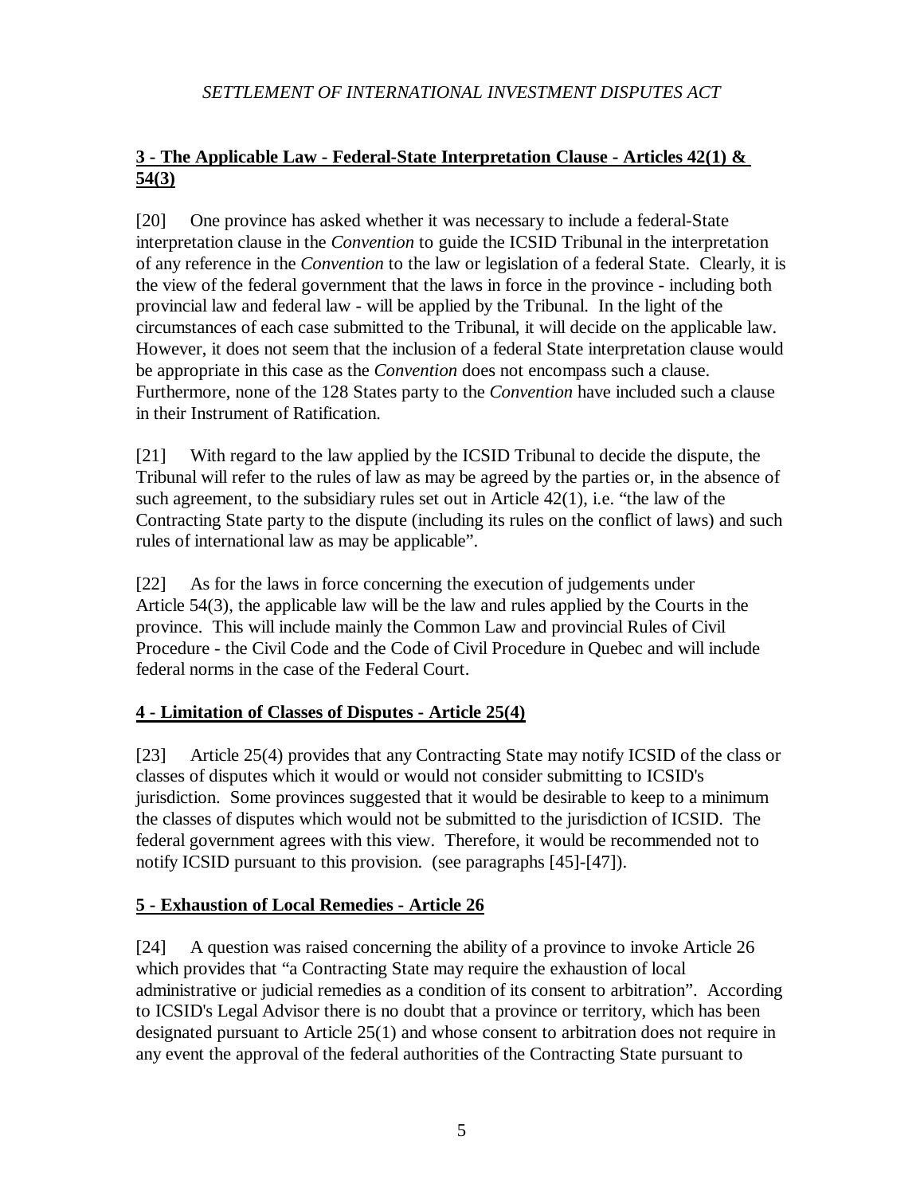## 3 - The Applicable Law - Federal-State Interpretation Clause - Articles 42(1) & 54(3)

[20] One province has asked whether it was necessary to include a federal-State interpretation clause in the *Convention* to guide the ICSID Tribunal in the interpretation of any reference in the *Convention* to the law or legislation of a federal State. Clearly, it is the view of the federal government that the laws in force in the province - including both provincial law and federal law - will be applied by the Tribunal. In the light of the circumstances of each case submitted to the Tribunal, it will decide on the applicable law. However, it does not seem that the inclusion of a federal State interpretation clause would be appropriate in this case as the *Convention* does not encompass such a clause. Furthermore, none of the 128 States party to the *Convention* have included such a clause in their Instrument of Ratification.

[21] With regard to the law applied by the ICSID Tribunal to decide the dispute, the Tribunal will refer to the rules of law as may be agreed by the parties or, in the absence of such agreement, to the subsidiary rules set out in Article 42(1), i.e. "the law of the Contracting State party to the dispute (including its rules on the conflict of laws) and such rules of international law as may be applicable".

[22] As for the laws in force concerning the execution of judgements under Article 54(3), the applicable law will be the law and rules applied by the Courts in the province. This will include mainly the Common Law and provincial Rules of Civil Procedure - the Civil Code and the Code of Civil Procedure in Quebec and will include federal norms in the case of the Federal Court.

## 4 - Limitation of Classes of Disputes - Article 25(4)

[23] Article 25(4) provides that any Contracting State may notify ICSID of the class or classes of disputes which it would or would not consider submitting to ICSID's jurisdiction. Some provinces suggested that it would be desirable to keep to a minimum the classes of disputes which would not be submitted to the jurisdiction of ICSID. The federal government agrees with this view. Therefore, it would be recommended not to notify ICSID pursuant to this provision. (see paragraphs [45]-[47]).

## 5 - Exhaustion of Local Remedies - Article 26

[24] A question was raised concerning the ability of a province to invoke Article 26 which provides that "a Contracting State may require the exhaustion of local administrative or judicial remedies as a condition of its consent to arbitration". According to ICSID's Legal Advisor there is no doubt that a province or territory, which has been designated pursuant to Article 25(1) and whose consent to arbitration does not require in any event the approval of the federal authorities of the Contracting State pursuant to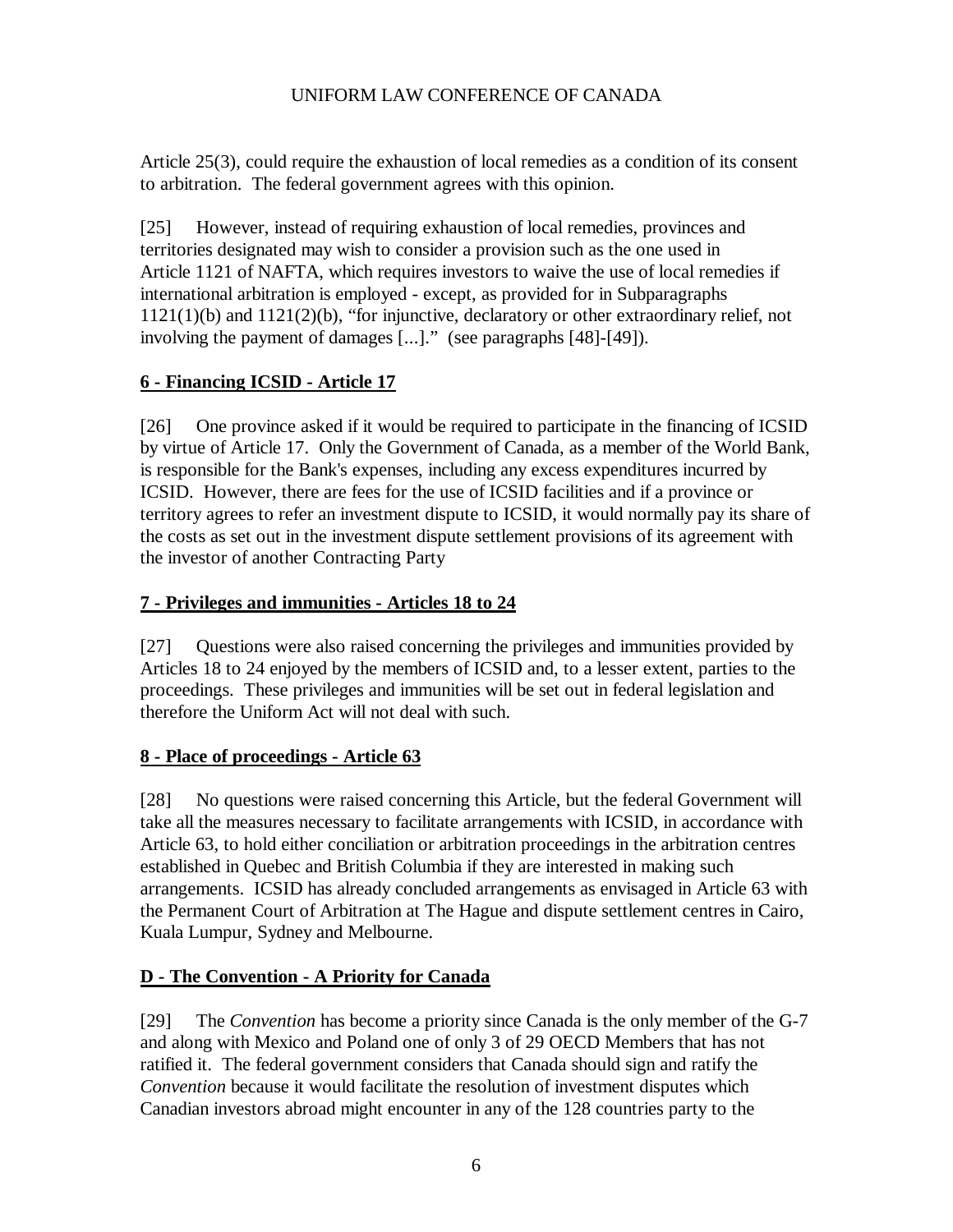Article 25(3), could require the exhaustion of local remedies as a condition of its consent to arbitration. The federal government agrees with this opinion.

[25] However, instead of requiring exhaustion of local remedies, provinces and territories designated may wish to consider a provision such as the one used in Article 1121 of NAFTA, which requires investors to waive the use of local remedies if international arbitration is employed - except, as provided for in Subparagraphs 1121(1)(b) and 1121(2)(b), "for injunctive, declaratory or other extraordinary relief, not involving the payment of damages [...]." (see paragraphs [48]-[49]).

### **<u>6 - Financing ICSID - Article 17</u>**

[26] One province asked if it would be required to participate in the financing of ICSID by virtue of Article 17. Only the Government of Canada, as a member of the World Bank, is responsible for the Bank's expenses, including any excess expenditures incurred by ICSID. However, there are fees for the use of ICSID facilities and if a province or territory agrees to refer an investment dispute to ICSID, it would normally pay its share of the costs as set out in the investment dispute settlement provisions of its agreement with the investor of another Contracting Party

### **<u>7 - Privileges and immunities - Articles 18 to 24</u>**

[27] Questions were also raised concerning the privileges and immunities provided by Articles 18 to 24 enjoyed by the members of ICSID and, to a lesser extent, parties to the proceedings. These privileges and immunities will be set out in federal legislation and therefore the Uniform Act will not deal with such.

### **<u>8 - Place of proceedings - Article 63</u>**

[28] No questions were raised concerning this Article, but the federal Government will take all the measures necessary to facilitate arrangements with ICSID, in accordance with Article 63, to hold either conciliation or arbitration proceedings in the arbitration centres established in Quebec and British Columbia if they are interested in making such arrangements. ICSID has already concluded arrangements as envisaged in Article 63 with the Permanent Court of Arbitration at The Hague and dispute settlement centres in Cairo, Kuala Lumpur, Sydney and Melbourne.

## **<u>D - The Convention - A Priority for Canada</u>**

[29] The *Convention* has become a priority since Canada is the only member of the G-7 and along with Mexico and Poland one of only 3 of 29 OECD Members that has not ratified it. The federal government considers that Canada should sign and ratify the *Convention* because it would facilitate the resolution of investment disputes which Canadian investors abroad might encounter in any of the 128 countries party to the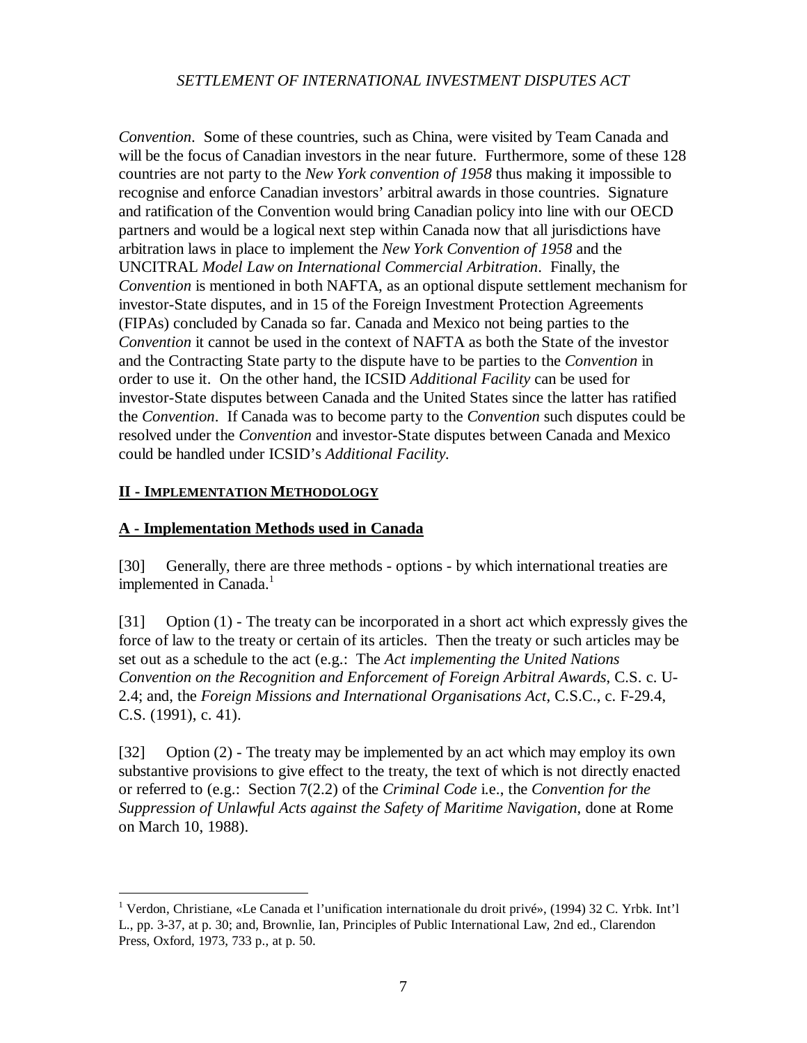*Convention*. Some of these countries, such as China, were visited by Team Canada and will be the focus of Canadian investors in the near future. Furthermore, some of these 128 countries are not party to the *New York convention of 1958* thus making it impossible to recognise and enforce Canadian investors' arbitral awards in those countries. Signature and ratification of the Convention would bring Canadian policy into line with our OECD partners and would be a logical next step within Canada now that all jurisdictions have arbitration laws in place to implement the *New York Convention of 1958* and the UNCITRAL *Model Law on International Commercial Arbitration*. Finally, the *Convention* is mentioned in both NAFTA, as an optional dispute settlement mechanism for investor-State disputes, and in 15 of the Foreign Investment Protection Agreements (FIPAs) concluded by Canada so far. Canada and Mexico not being parties to the *Convention* it cannot be used in the context of NAFTA as both the State of the investor and the Contracting State party to the dispute have to be parties to the *Convention* in order to use it. On the other hand, the ICSID *Additional Facility* can be used for investor-State disputes between Canada and the United States since the latter has ratified the *Convention*. If Canada was to become party to the *Convention* such disputes could be resolved under the *Convention* and investor-State disputes between Canada and Mexico could be handled under ICSID's *Additional Facility*.

## II - IMPLEMENTATION METHODOLOGY

### A - Implementation Methods used in Canada

[30] Generally, there are three methods - options - by which international treaties are implemented in Canada.[1]

[31] Option (1) - The treaty can be incorporated in a short act which expressly gives the force of law to the treaty or certain of its articles. Then the treaty or such articles may be set out as a schedule to the act (e.g.: The *Act implementing the United Nations Convention on the Recognition and Enforcement of Foreign Arbitral Awards*, C.S. c. U-2.4; and, the *Foreign Missions and International Organisations Act*, C.S.C., c. F-29.4, C.S. (1991), c. 41).

[32] Option (2) - The treaty may be implemented by an act which may employ its own substantive provisions to give effect to the treaty, the text of which is not directly enacted or referred to (e.g.: Section 7(2.2) of the *Criminal Code* i.e., the *Convention for the Suppression of Unlawful Acts against the Safety of Maritime Navigation*, done at Rome on March 10, 1988).

---

[1] Verdon, Christiane, «Le Canada et l'unification internationale du droit privé», (1994) 32 C. Yrbk. Int'l L., pp. 3-37, at p. 30; and, Brownlie, Ian, Principles of Public International Law, 2nd ed., Clarendon Press, Oxford, 1973, 733 p., at p. 50.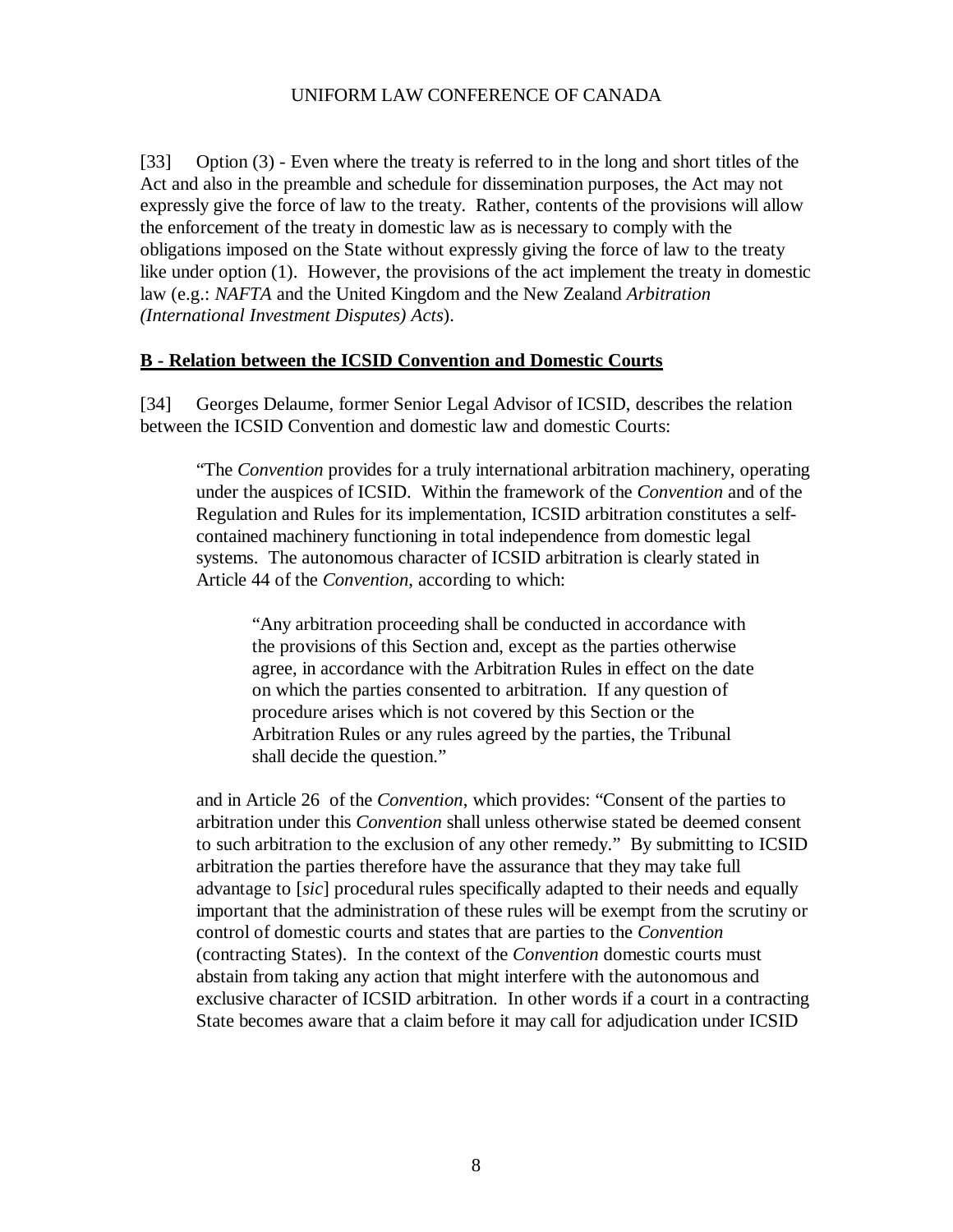[33] Option (3) - Even where the treaty is referred to in the long and short titles of the Act and also in the preamble and schedule for dissemination purposes, the Act may not expressly give the force of law to the treaty. Rather, contents of the provisions will allow the enforcement of the treaty in domestic law as is necessary to comply with the obligations imposed on the State without expressly giving the force of law to the treaty like under option (1). However, the provisions of the act implement the treaty in domestic law (e.g.: *NAFTA* and the United Kingdom and the New Zealand *Arbitration (International Investment Disputes) Acts*).

**B - Relation between the ICSID Convention and Domestic Courts**

[34] Georges Delaume, former Senior Legal Advisor of ICSID, describes the relation between the ICSID Convention and domestic law and domestic Courts:

> "The *Convention* provides for a truly international arbitration machinery, operating under the auspices of ICSID. Within the framework of the *Convention* and of the Regulation and Rules for its implementation, ICSID arbitration constitutes a self-contained machinery functioning in total independence from domestic legal systems. The autonomous character of ICSID arbitration is clearly stated in Article 44 of the *Convention*, according to which:
>
> > "Any arbitration proceeding shall be conducted in accordance with the provisions of this Section and, except as the parties otherwise agree, in accordance with the Arbitration Rules in effect on the date on which the parties consented to arbitration. If any question of procedure arises which is not covered by this Section or the Arbitration Rules or any rules agreed by the parties, the Tribunal shall decide the question."
>
> and in Article 26 of the *Convention*, which provides: "Consent of the parties to arbitration under this *Convention* shall unless otherwise stated be deemed consent to such arbitration to the exclusion of any other remedy." By submitting to ICSID arbitration the parties therefore have the assurance that they may take full advantage to [*sic*] procedural rules specifically adapted to their needs and equally important that the administration of these rules will be exempt from the scrutiny or control of domestic courts and states that are parties to the *Convention* (contracting States). In the context of the *Convention* domestic courts must abstain from taking any action that might interfere with the autonomous and exclusive character of ICSID arbitration. In other words if a court in a contracting State becomes aware that a claim before it may call for adjudication under ICSID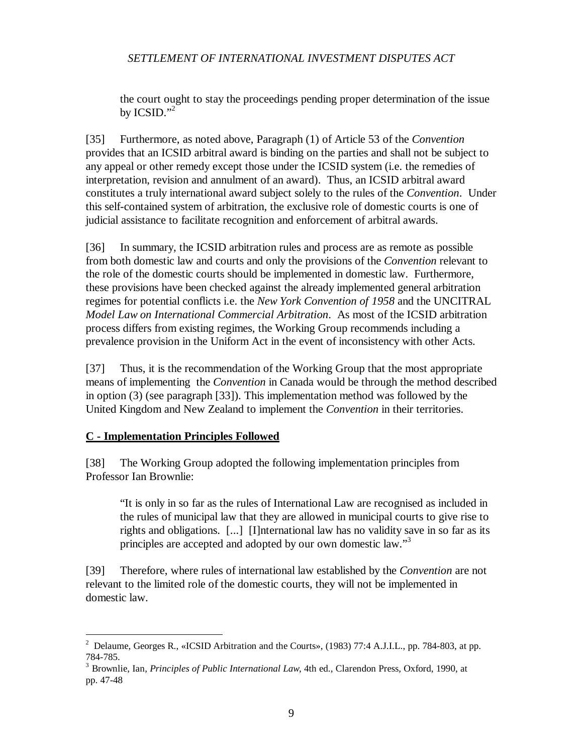> the court ought to stay the proceedings pending proper determination of the issue by ICSID."[2]

[35] Furthermore, as noted above, Paragraph (1) of Article 53 of the *Convention* provides that an ICSID arbitral award is binding on the parties and shall not be subject to any appeal or other remedy except those under the ICSID system (i.e. the remedies of interpretation, revision and annulment of an award). Thus, an ICSID arbitral award constitutes a truly international award subject solely to the rules of the *Convention*. Under this self-contained system of arbitration, the exclusive role of domestic courts is one of judicial assistance to facilitate recognition and enforcement of arbitral awards.

[36] In summary, the ICSID arbitration rules and process are as remote as possible from both domestic law and courts and only the provisions of the *Convention* relevant to the role of the domestic courts should be implemented in domestic law. Furthermore, these provisions have been checked against the already implemented general arbitration regimes for potential conflicts i.e. the *New York Convention of 1958* and the UNCITRAL *Model Law on International Commercial Arbitration*. As most of the ICSID arbitration process differs from existing regimes, the Working Group recommends including a prevalence provision in the Uniform Act in the event of inconsistency with other Acts.

[37] Thus, it is the recommendation of the Working Group that the most appropriate means of implementing the *Convention* in Canada would be through the method described in option (3) (see paragraph [33]). This implementation method was followed by the United Kingdom and New Zealand to implement the *Convention* in their territories.

## C - Implementation Principles Followed

[38] The Working Group adopted the following implementation principles from Professor Ian Brownlie:

> "It is only in so far as the rules of International Law are recognised as included in the rules of municipal law that they are allowed in municipal courts to give rise to rights and obligations. [...] [I]nternational law has no validity save in so far as its principles are accepted and adopted by our own domestic law."[3]

[39] Therefore, where rules of international law established by the *Convention* are not relevant to the limited role of the domestic courts, they will not be implemented in domestic law.

---

[2] Delaume, Georges R., «ICSID Arbitration and the Courts», (1983) 77:4 A.J.I.L., pp. 784-803, at pp. 784-785.

[3] Brownlie, Ian, *Principles of Public International Law*, 4th ed., Clarendon Press, Oxford, 1990, at pp. 47-48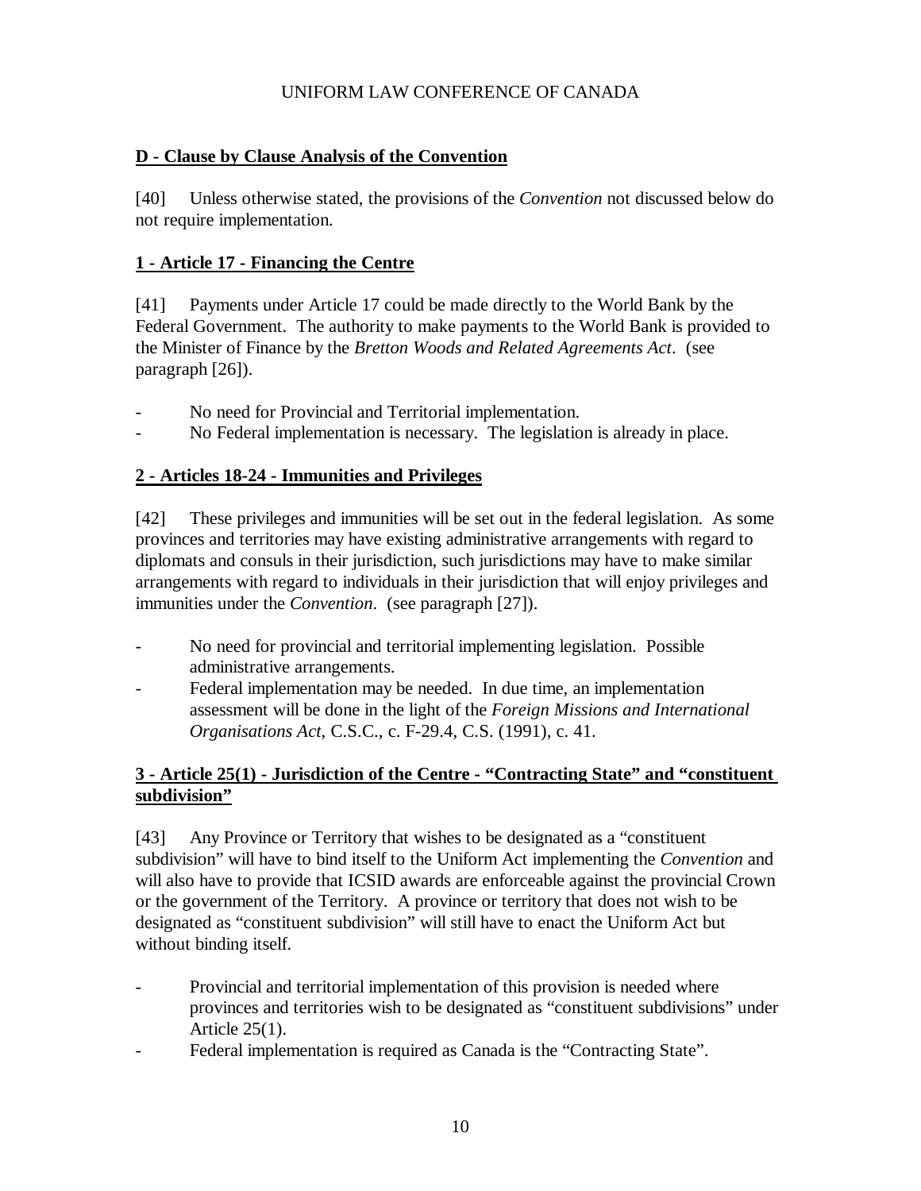**D - Clause by Clause Analysis of the Convention**

[40] Unless otherwise stated, the provisions of the *Convention* not discussed below do not require implementation.

**1 - Article 17 - Financing the Centre**

[41] Payments under Article 17 could be made directly to the World Bank by the Federal Government. The authority to make payments to the World Bank is provided to the Minister of Finance by the *Bretton Woods and Related Agreements Act*. (see paragraph [26]).

- No need for Provincial and Territorial implementation.
- No Federal implementation is necessary. The legislation is already in place.

**2 - Articles 18-24 - Immunities and Privileges**

[42] These privileges and immunities will be set out in the federal legislation. As some provinces and territories may have existing administrative arrangements with regard to diplomats and consuls in their jurisdiction, such jurisdictions may have to make similar arrangements with regard to individuals in their jurisdiction that will enjoy privileges and immunities under the *Convention*. (see paragraph [27]).

- No need for provincial and territorial implementing legislation. Possible administrative arrangements.
- Federal implementation may be needed. In due time, an implementation assessment will be done in the light of the *Foreign Missions and International Organisations Act*, C.S.C., c. F-29.4, C.S. (1991), c. 41.

**3 - Article 25(1) - Jurisdiction of the Centre - "Contracting State" and "constituent subdivision"**

[43] Any Province or Territory that wishes to be designated as a "constituent subdivision" will have to bind itself to the Uniform Act implementing the *Convention* and will also have to provide that ICSID awards are enforceable against the provincial Crown or the government of the Territory. A province or territory that does not wish to be designated as "constituent subdivision" will still have to enact the Uniform Act but without binding itself.

- Provincial and territorial implementation of this provision is needed where provinces and territories wish to be designated as "constituent subdivisions" under Article 25(1).
- Federal implementation is required as Canada is the "Contracting State".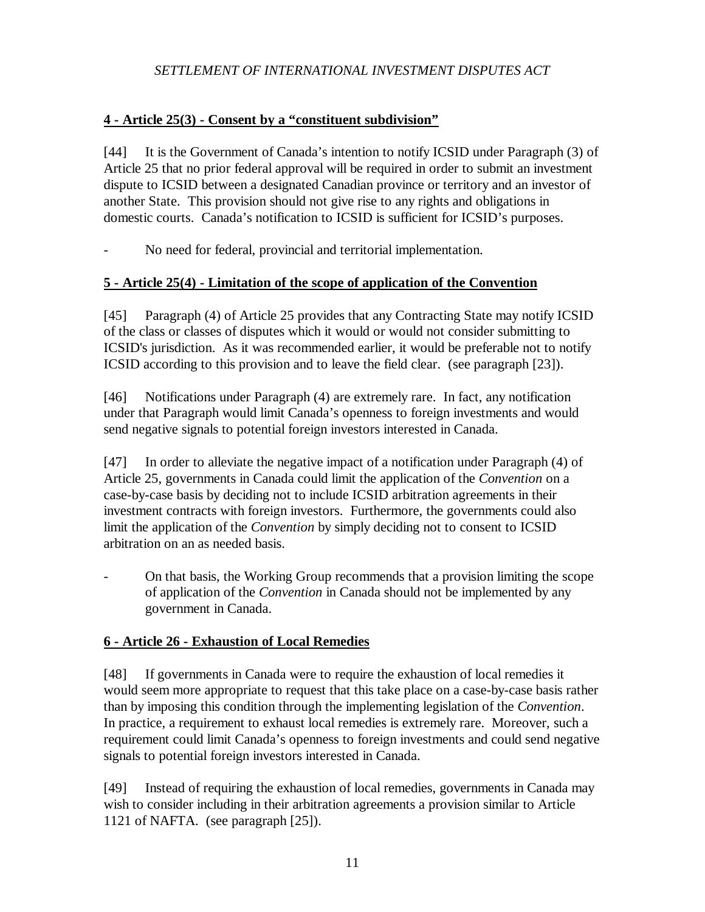**4 - Article 25(3) - Consent by a "constituent subdivision"**

[44] It is the Government of Canada's intention to notify ICSID under Paragraph (3) of Article 25 that no prior federal approval will be required in order to submit an investment dispute to ICSID between a designated Canadian province or territory and an investor of another State. This provision should not give rise to any rights and obligations in domestic courts. Canada's notification to ICSID is sufficient for ICSID's purposes.

- No need for federal, provincial and territorial implementation.

**5 - Article 25(4) - Limitation of the scope of application of the Convention**

[45] Paragraph (4) of Article 25 provides that any Contracting State may notify ICSID of the class or classes of disputes which it would or would not consider submitting to ICSID's jurisdiction. As it was recommended earlier, it would be preferable not to notify ICSID according to this provision and to leave the field clear. (see paragraph [23]).

[46] Notifications under Paragraph (4) are extremely rare. In fact, any notification under that Paragraph would limit Canada's openness to foreign investments and would send negative signals to potential foreign investors interested in Canada.

[47] In order to alleviate the negative impact of a notification under Paragraph (4) of Article 25, governments in Canada could limit the application of the *Convention* on a case-by-case basis by deciding not to include ICSID arbitration agreements in their investment contracts with foreign investors. Furthermore, the governments could also limit the application of the *Convention* by simply deciding not to consent to ICSID arbitration on an as needed basis.

- On that basis, the Working Group recommends that a provision limiting the scope of application of the *Convention* in Canada should not be implemented by any government in Canada.

**6 - Article 26 - Exhaustion of Local Remedies**

[48] If governments in Canada were to require the exhaustion of local remedies it would seem more appropriate to request that this take place on a case-by-case basis rather than by imposing this condition through the implementing legislation of the *Convention*. In practice, a requirement to exhaust local remedies is extremely rare. Moreover, such a requirement could limit Canada's openness to foreign investments and could send negative signals to potential foreign investors interested in Canada.

[49] Instead of requiring the exhaustion of local remedies, governments in Canada may wish to consider including in their arbitration agreements a provision similar to Article 1121 of NAFTA. (see paragraph [25]).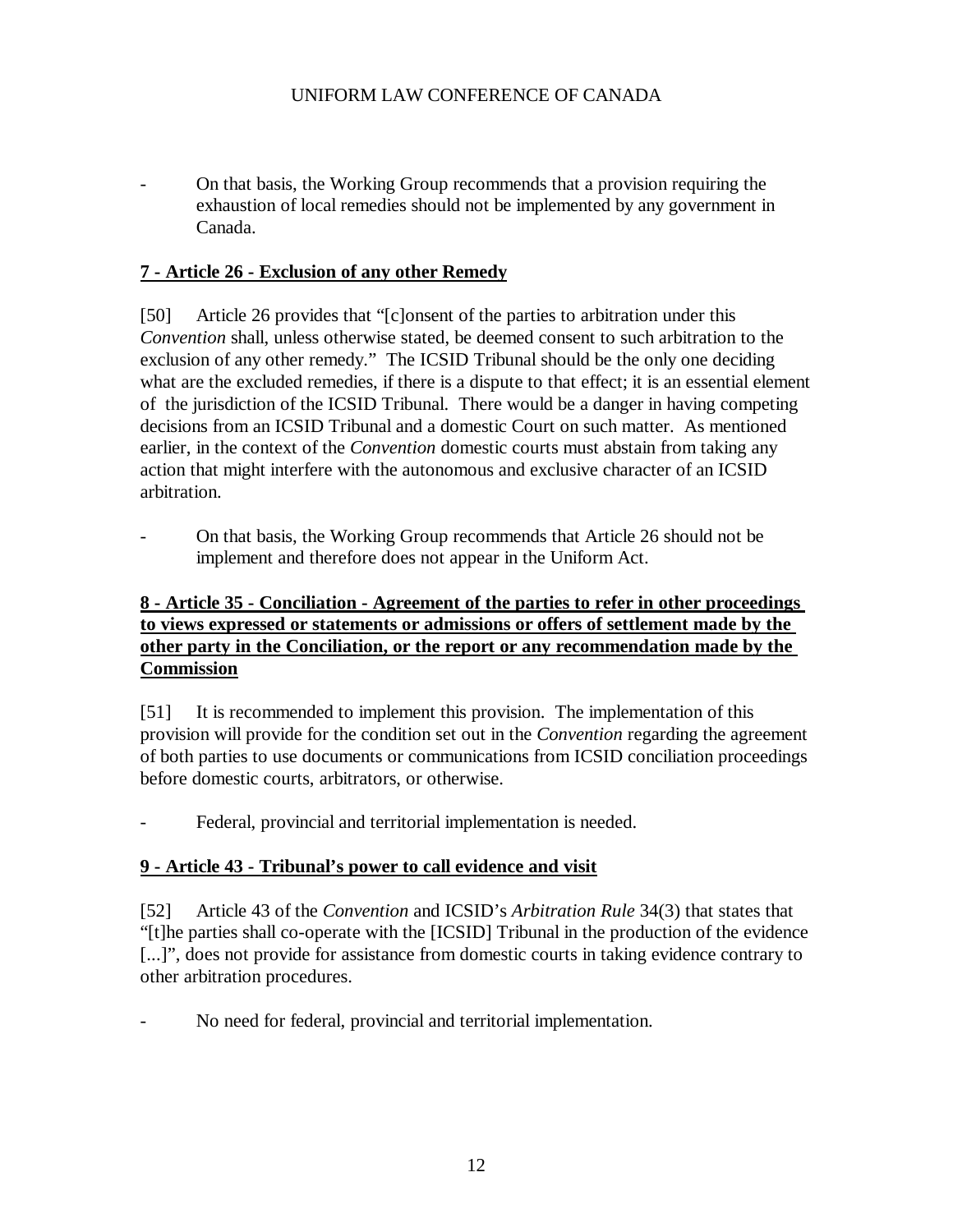- On that basis, the Working Group recommends that a provision requiring the exhaustion of local remedies should not be implemented by any government in Canada.

**<u>7 - Article 26 - Exclusion of any other Remedy</u>**

[50] Article 26 provides that "[c]onsent of the parties to arbitration under this *Convention* shall, unless otherwise stated, be deemed consent to such arbitration to the exclusion of any other remedy." The ICSID Tribunal should be the only one deciding what are the excluded remedies, if there is a dispute to that effect; it is an essential element of the jurisdiction of the ICSID Tribunal. There would be a danger in having competing decisions from an ICSID Tribunal and a domestic Court on such matter. As mentioned earlier, in the context of the *Convention* domestic courts must abstain from taking any action that might interfere with the autonomous and exclusive character of an ICSID arbitration.

- On that basis, the Working Group recommends that Article 26 should not be implement and therefore does not appear in the Uniform Act.

**<u>8 - Article 35 - Conciliation - Agreement of the parties to refer in other proceedings to views expressed or statements or admissions or offers of settlement made by the other party in the Conciliation, or the report or any recommendation made by the Commission</u>**

[51] It is recommended to implement this provision. The implementation of this provision will provide for the condition set out in the *Convention* regarding the agreement of both parties to use documents or communications from ICSID conciliation proceedings before domestic courts, arbitrators, or otherwise.

- Federal, provincial and territorial implementation is needed.

**<u>9 - Article 43 - Tribunal's power to call evidence and visit</u>**

[52] Article 43 of the *Convention* and ICSID's *Arbitration Rule* 34(3) that states that "[t]he parties shall co-operate with the [ICSID] Tribunal in the production of the evidence [...]", does not provide for assistance from domestic courts in taking evidence contrary to other arbitration procedures.

- No need for federal, provincial and territorial implementation.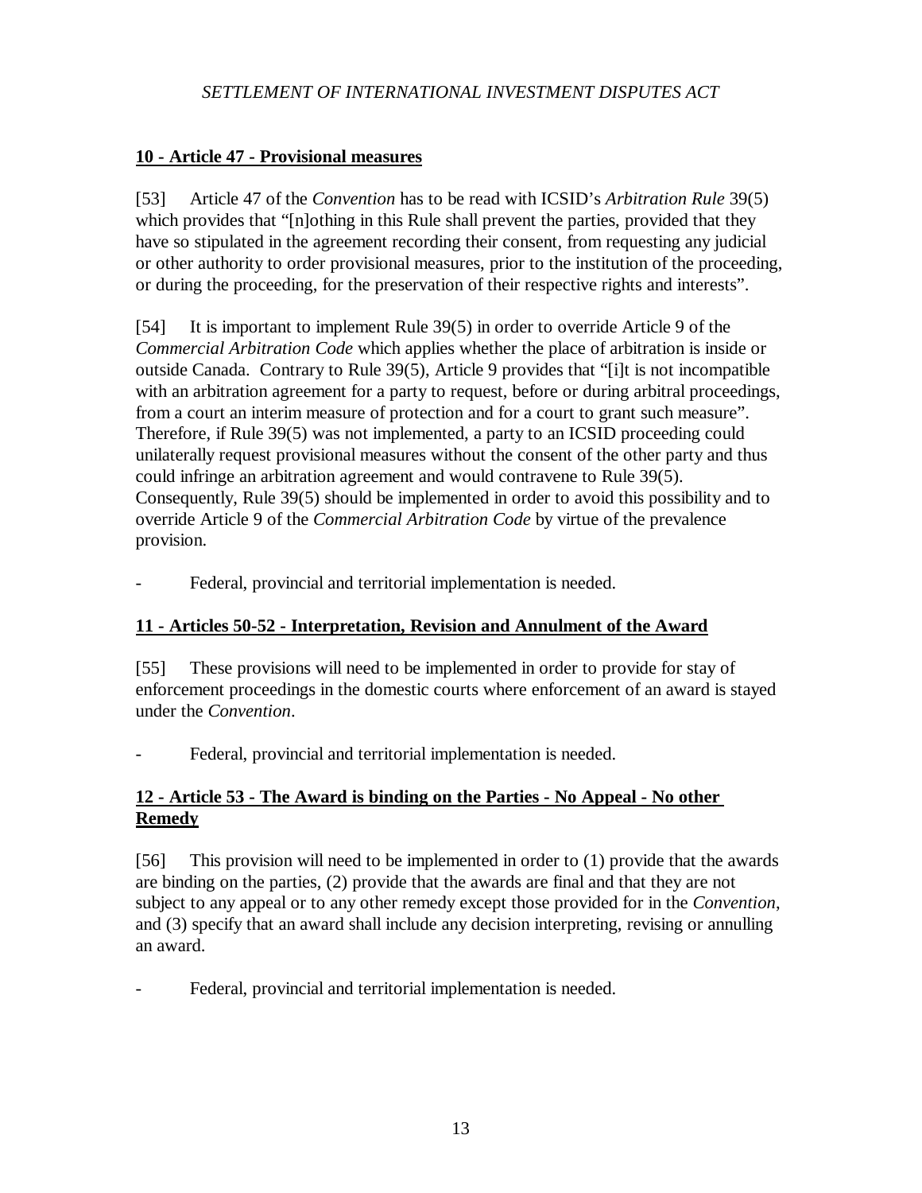## 10 - Article 47 - Provisional measures

[53] Article 47 of the *Convention* has to be read with ICSID's *Arbitration Rule* 39(5) which provides that "[n]othing in this Rule shall prevent the parties, provided that they have so stipulated in the agreement recording their consent, from requesting any judicial or other authority to order provisional measures, prior to the institution of the proceeding, or during the proceeding, for the preservation of their respective rights and interests".

[54] It is important to implement Rule 39(5) in order to override Article 9 of the *Commercial Arbitration Code* which applies whether the place of arbitration is inside or outside Canada. Contrary to Rule 39(5), Article 9 provides that "[i]t is not incompatible with an arbitration agreement for a party to request, before or during arbitral proceedings, from a court an interim measure of protection and for a court to grant such measure". Therefore, if Rule 39(5) was not implemented, a party to an ICSID proceeding could unilaterally request provisional measures without the consent of the other party and thus could infringe an arbitration agreement and would contravene to Rule 39(5). Consequently, Rule 39(5) should be implemented in order to avoid this possibility and to override Article 9 of the *Commercial Arbitration Code* by virtue of the prevalence provision.

- Federal, provincial and territorial implementation is needed.

## 11 - Articles 50-52 - Interpretation, Revision and Annulment of the Award

[55] These provisions will need to be implemented in order to provide for stay of enforcement proceedings in the domestic courts where enforcement of an award is stayed under the *Convention*.

- Federal, provincial and territorial implementation is needed.

## 12 - Article 53 - The Award is binding on the Parties - No Appeal - No other Remedy

[56] This provision will need to be implemented in order to (1) provide that the awards are binding on the parties, (2) provide that the awards are final and that they are not subject to any appeal or to any other remedy except those provided for in the *Convention*, and (3) specify that an award shall include any decision interpreting, revising or annulling an award.

- Federal, provincial and territorial implementation is needed.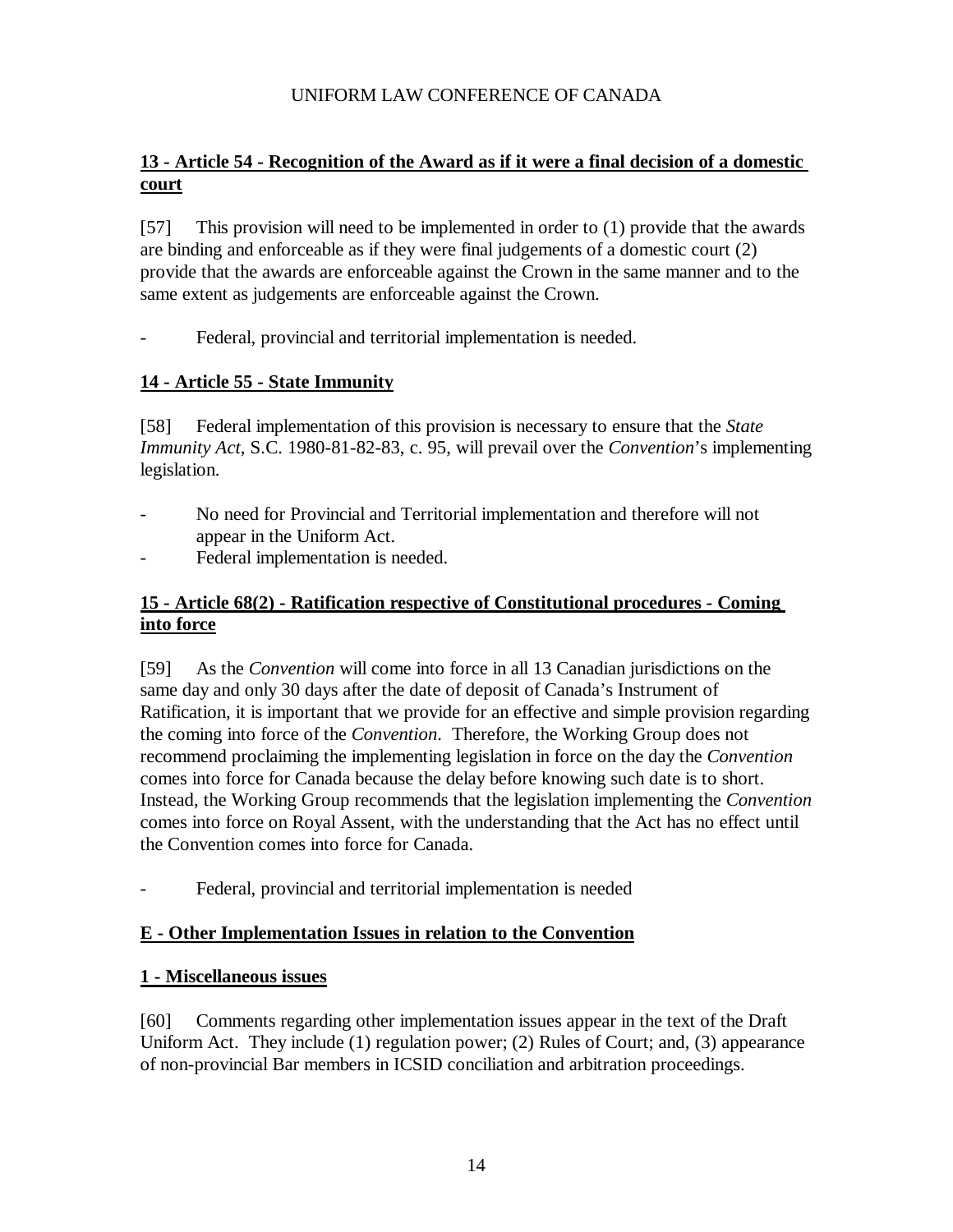### 13 - Article 54 - Recognition of the Award as if it were a final decision of a domestic court

[57] This provision will need to be implemented in order to (1) provide that the awards are binding and enforceable as if they were final judgements of a domestic court (2) provide that the awards are enforceable against the Crown in the same manner and to the same extent as judgements are enforceable against the Crown.

- Federal, provincial and territorial implementation is needed.

### 14 - Article 55 - State Immunity

[58] Federal implementation of this provision is necessary to ensure that the *State Immunity Act*, S.C. 1980-81-82-83, c. 95, will prevail over the *Convention*'s implementing legislation.

- No need for Provincial and Territorial implementation and therefore will not appear in the Uniform Act.
- Federal implementation is needed.

### 15 - Article 68(2) - Ratification respective of Constitutional procedures - Coming into force

[59] As the *Convention* will come into force in all 13 Canadian jurisdictions on the same day and only 30 days after the date of deposit of Canada's Instrument of Ratification, it is important that we provide for an effective and simple provision regarding the coming into force of the *Convention*. Therefore, the Working Group does not recommend proclaiming the implementing legislation in force on the day the *Convention* comes into force for Canada because the delay before knowing such date is to short. Instead, the Working Group recommends that the legislation implementing the *Convention* comes into force on Royal Assent, with the understanding that the Act has no effect until the Convention comes into force for Canada.

- Federal, provincial and territorial implementation is needed

## E - Other Implementation Issues in relation to the Convention

### 1 - Miscellaneous issues

[60] Comments regarding other implementation issues appear in the text of the Draft Uniform Act. They include (1) regulation power; (2) Rules of Court; and, (3) appearance of non-provincial Bar members in ICSID conciliation and arbitration proceedings.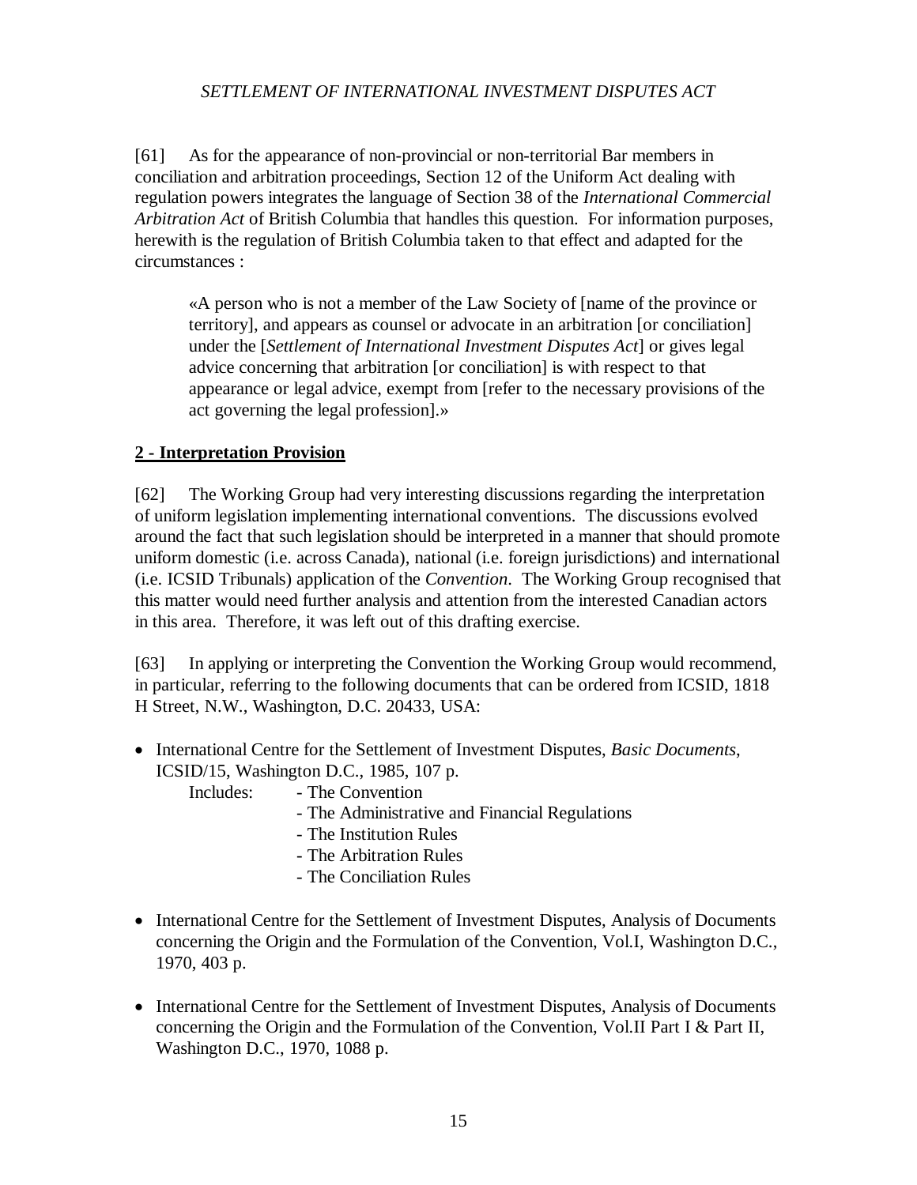[61] As for the appearance of non-provincial or non-territorial Bar members in conciliation and arbitration proceedings, Section 12 of the Uniform Act dealing with regulation powers integrates the language of Section 38 of the *International Commercial Arbitration Act* of British Columbia that handles this question. For information purposes, herewith is the regulation of British Columbia taken to that effect and adapted for the circumstances :

> «A person who is not a member of the Law Society of [name of the province or territory], and appears as counsel or advocate in an arbitration [or conciliation] under the [*Settlement of International Investment Disputes Act*] or gives legal advice concerning that arbitration [or conciliation] is with respect to that appearance or legal advice, exempt from [refer to the necessary provisions of the act governing the legal profession].»

## 2 - Interpretation Provision

[62] The Working Group had very interesting discussions regarding the interpretation of uniform legislation implementing international conventions. The discussions evolved around the fact that such legislation should be interpreted in a manner that should promote uniform domestic (i.e. across Canada), national (i.e. foreign jurisdictions) and international (i.e. ICSID Tribunals) application of the *Convention*. The Working Group recognised that this matter would need further analysis and attention from the interested Canadian actors in this area. Therefore, it was left out of this drafting exercise.

[63] In applying or interpreting the Convention the Working Group would recommend, in particular, referring to the following documents that can be ordered from ICSID, 1818 H Street, N.W., Washington, D.C. 20433, USA:

- International Centre for the Settlement of Investment Disputes, *Basic Documents*, ICSID/15, Washington D.C., 1985, 107 p.
  Includes:
  - The Convention
  - The Administrative and Financial Regulations
  - The Institution Rules
  - The Arbitration Rules
  - The Conciliation Rules
- International Centre for the Settlement of Investment Disputes, Analysis of Documents concerning the Origin and the Formulation of the Convention, Vol.I, Washington D.C., 1970, 403 p.
- International Centre for the Settlement of Investment Disputes, Analysis of Documents concerning the Origin and the Formulation of the Convention, Vol.II Part I & Part II, Washington D.C., 1970, 1088 p.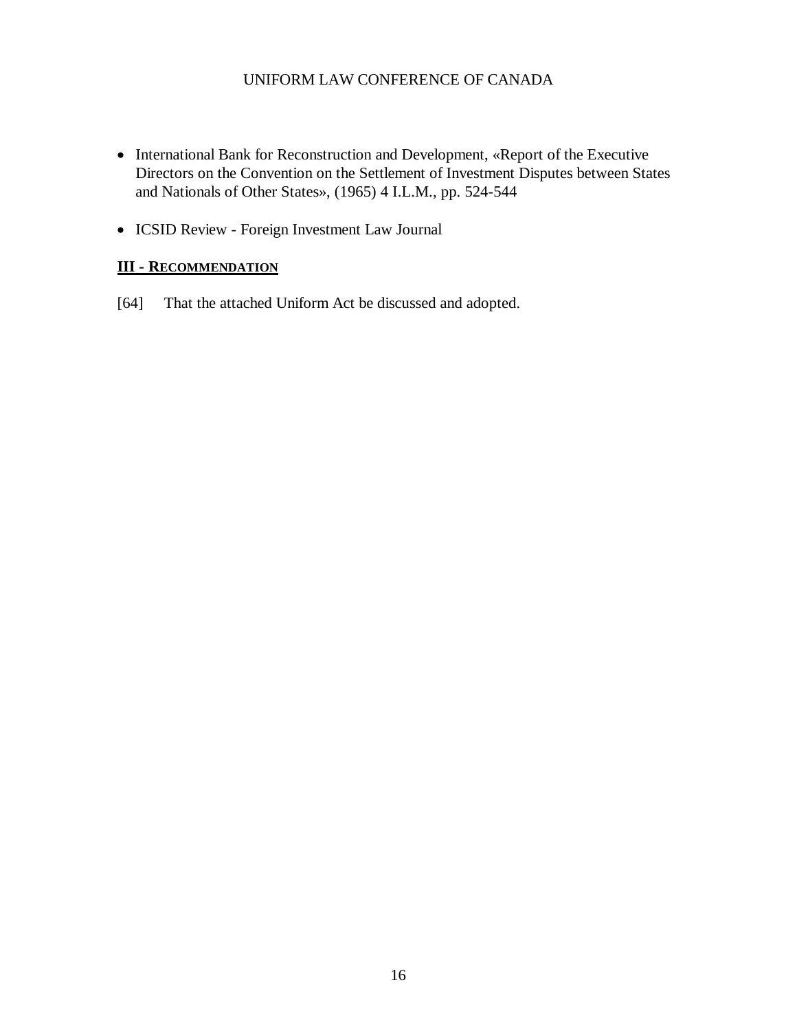- International Bank for Reconstruction and Development, «Report of the Executive Directors on the Convention on the Settlement of Investment Disputes between States and Nationals of Other States», (1965) 4 I.L.M., pp. 524-544

- ICSID Review - Foreign Investment Law Journal

## III - RECOMMENDATION

[64] That the attached Uniform Act be discussed and adopted.